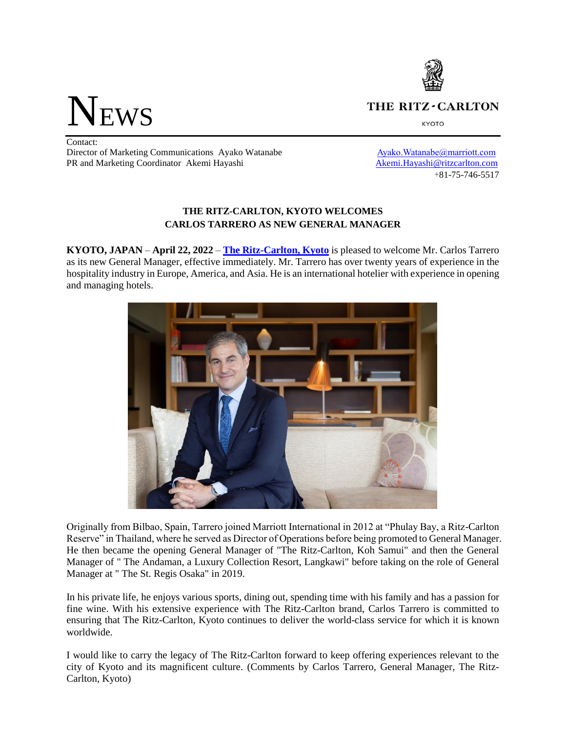# NEWS

THE RITZ-CARLTON

KYOTO

Contact:
Director of Marketing Communications Ayako Watanabe — Ayako.Watanabe@marriott.com
PR and Marketing Coordinator Akemi Hayashi — Akemi.Hayashi@ritzcarlton.com
+81-75-746-5517

## THE RITZ-CARLTON, KYOTO WELCOMES CARLOS TARRERO AS NEW GENERAL MANAGER

**KYOTO, JAPAN** – **April 22, 2022** – **The Ritz-Carlton, Kyoto** is pleased to welcome Mr. Carlos Tarrero as its new General Manager, effective immediately. Mr. Tarrero has over twenty years of experience in the hospitality industry in Europe, America, and Asia. He is an international hotelier with experience in opening and managing hotels.

Originally from Bilbao, Spain, Tarrero joined Marriott International in 2012 at "Phulay Bay, a Ritz-Carlton Reserve" in Thailand, where he served as Director of Operations before being promoted to General Manager. He then became the opening General Manager of "The Ritz-Carlton, Koh Samui" and then the General Manager of " The Andaman, a Luxury Collection Resort, Langkawi" before taking on the role of General Manager at " The St. Regis Osaka" in 2019.

In his private life, he enjoys various sports, dining out, spending time with his family and has a passion for fine wine. With his extensive experience with The Ritz-Carlton brand, Carlos Tarrero is committed to ensuring that The Ritz-Carlton, Kyoto continues to deliver the world-class service for which it is known worldwide.

I would like to carry the legacy of The Ritz-Carlton forward to keep offering experiences relevant to the city of Kyoto and its magnificent culture. (Comments by Carlos Tarrero, General Manager, The Ritz-Carlton, Kyoto)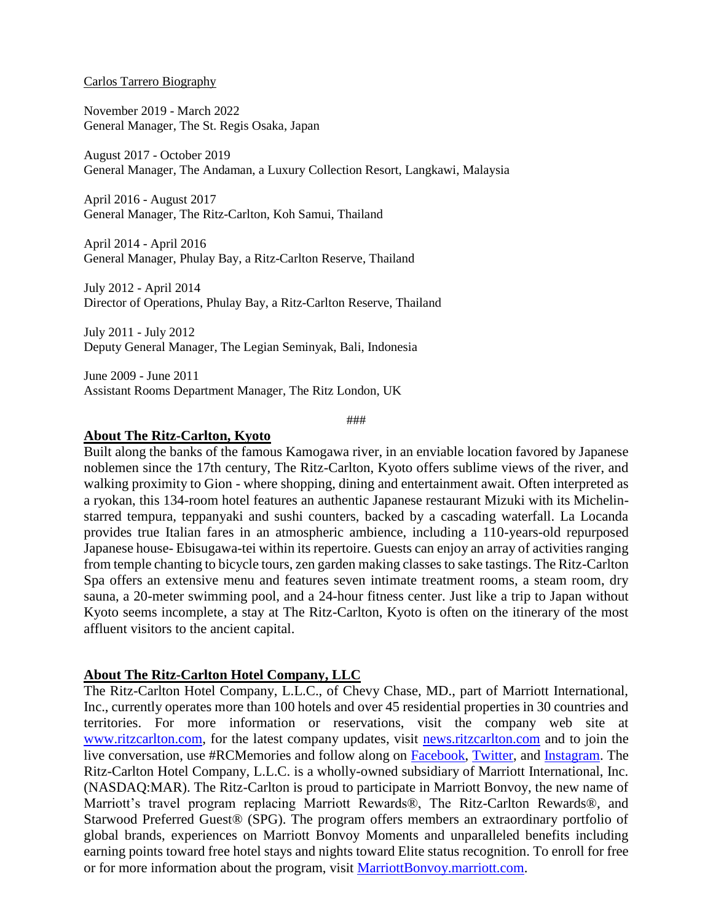Carlos Tarrero Biography

November 2019 - March 2022
General Manager, The St. Regis Osaka, Japan

August 2017 - October 2019
General Manager, The Andaman, a Luxury Collection Resort, Langkawi, Malaysia

April 2016 - August 2017
General Manager, The Ritz-Carlton, Koh Samui, Thailand

April 2014 - April 2016
General Manager, Phulay Bay, a Ritz-Carlton Reserve, Thailand

July 2012 - April 2014
Director of Operations, Phulay Bay, a Ritz-Carlton Reserve, Thailand

July 2011 - July 2012
Deputy General Manager, The Legian Seminyak, Bali, Indonesia

June 2009 - June 2011
Assistant Rooms Department Manager, The Ritz London, UK

###

## About The Ritz-Carlton, Kyoto

Built along the banks of the famous Kamogawa river, in an enviable location favored by Japanese noblemen since the 17th century, The Ritz-Carlton, Kyoto offers sublime views of the river, and walking proximity to Gion - where shopping, dining and entertainment await. Often interpreted as a ryokan, this 134-room hotel features an authentic Japanese restaurant Mizuki with its Michelin-starred tempura, teppanyaki and sushi counters, backed by a cascading waterfall. La Locanda provides true Italian fares in an atmospheric ambience, including a 110-years-old repurposed Japanese house- Ebisugawa-tei within its repertoire. Guests can enjoy an array of activities ranging from temple chanting to bicycle tours, zen garden making classes to sake tastings. The Ritz-Carlton Spa offers an extensive menu and features seven intimate treatment rooms, a steam room, dry sauna, a 20-meter swimming pool, and a 24-hour fitness center. Just like a trip to Japan without Kyoto seems incomplete, a stay at The Ritz-Carlton, Kyoto is often on the itinerary of the most affluent visitors to the ancient capital.

## About The Ritz-Carlton Hotel Company, LLC

The Ritz-Carlton Hotel Company, L.L.C., of Chevy Chase, MD., part of Marriott International, Inc., currently operates more than 100 hotels and over 45 residential properties in 30 countries and territories. For more information or reservations, visit the company web site at www.ritzcarlton.com, for the latest company updates, visit news.ritzcarlton.com and to join the live conversation, use #RCMemories and follow along on Facebook, Twitter, and Instagram. The Ritz-Carlton Hotel Company, L.L.C. is a wholly-owned subsidiary of Marriott International, Inc. (NASDAQ:MAR). The Ritz-Carlton is proud to participate in Marriott Bonvoy, the new name of Marriott's travel program replacing Marriott Rewards®, The Ritz-Carlton Rewards®, and Starwood Preferred Guest® (SPG). The program offers members an extraordinary portfolio of global brands, experiences on Marriott Bonvoy Moments and unparalleled benefits including earning points toward free hotel stays and nights toward Elite status recognition. To enroll for free or for more information about the program, visit MarriottBonvoy.marriott.com.